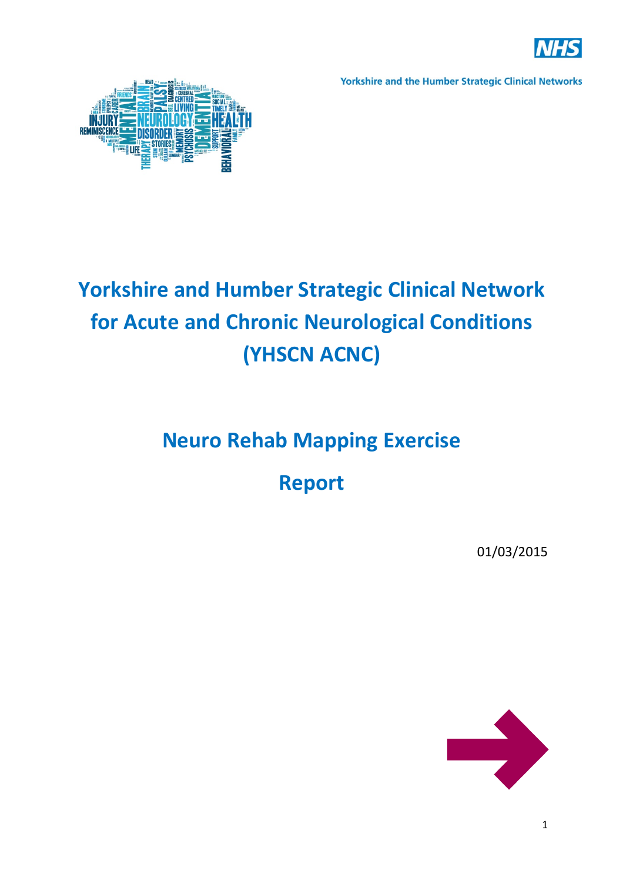Yorkshire and the Humber Strategic Clinical Networks

# Yorkshire and Humber Strategic Clinical Network for Acute and Chronic Neurological Conditions (YHSCN ACNC)

## Neuro Rehab Mapping Exercise

## Report

01/03/2015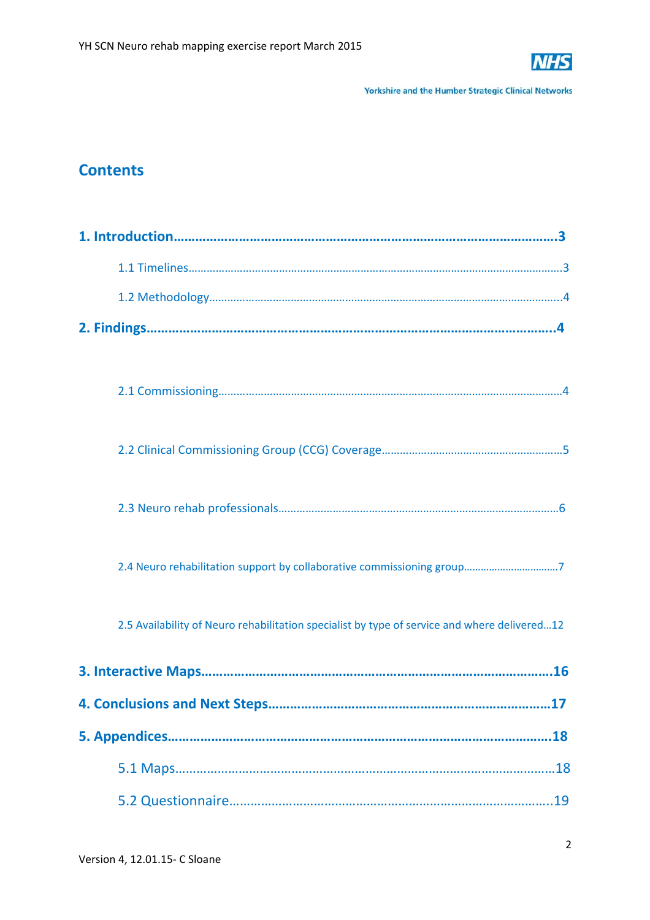## Contents

**1. Introduction……………………………………………………………………………………………3**

- 1.1 Timelines………………………………………………………………………………………………3
- 1.2 Methodology……………………………………………………………………………………………4

**2. Findings…………………………………………………………………………………………………4**

- 2.1 Commissioning…………………………………………………………………………………………4
- 2.2 Clinical Commissioning Group (CCG) Coverage………………………………………………5
- 2.3 Neuro rehab professionals………………………………………………………………………6
- 2.4 Neuro rehabilitation support by collaborative commissioning group……………………7
- 2.5 Availability of Neuro rehabilitation specialist by type of service and where delivered…12

**3. Interactive Maps……………………………………………………………………………………16**

**4. Conclusions and Next Steps…………………………………………………………………17**

**5. Appendices…………………………………………………………………………………………18**

- 5.1 Maps……………………………………………………………………………………………………18
- 5.2 Questionnaire…………………………………………………………………………………………19

Version 4, 12.01.15- C Sloane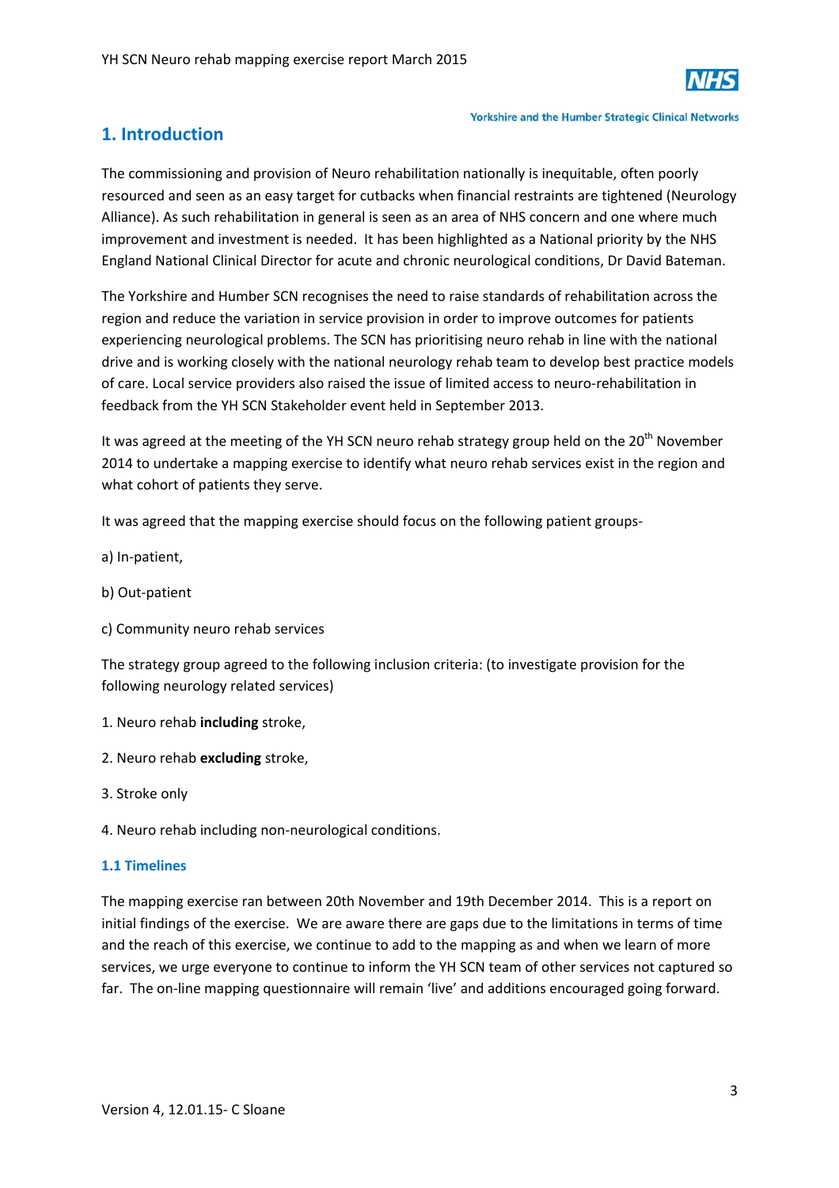## 1. Introduction

The commissioning and provision of Neuro rehabilitation nationally is inequitable, often poorly resourced and seen as an easy target for cutbacks when financial restraints are tightened (Neurology Alliance). As such rehabilitation in general is seen as an area of NHS concern and one where much improvement and investment is needed. It has been highlighted as a National priority by the NHS England National Clinical Director for acute and chronic neurological conditions, Dr David Bateman.

The Yorkshire and Humber SCN recognises the need to raise standards of rehabilitation across the region and reduce the variation in service provision in order to improve outcomes for patients experiencing neurological problems. The SCN has prioritising neuro rehab in line with the national drive and is working closely with the national neurology rehab team to develop best practice models of care. Local service providers also raised the issue of limited access to neuro-rehabilitation in feedback from the YH SCN Stakeholder event held in September 2013.

It was agreed at the meeting of the YH SCN neuro rehab strategy group held on the 20th November 2014 to undertake a mapping exercise to identify what neuro rehab services exist in the region and what cohort of patients they serve.

It was agreed that the mapping exercise should focus on the following patient groups-

a) In-patient,

b) Out-patient

c) Community neuro rehab services

The strategy group agreed to the following inclusion criteria: (to investigate provision for the following neurology related services)

1. Neuro rehab **including** stroke,

2. Neuro rehab **excluding** stroke,

3. Stroke only

4. Neuro rehab including non-neurological conditions.

### 1.1 Timelines

The mapping exercise ran between 20th November and 19th December 2014. This is a report on initial findings of the exercise. We are aware there are gaps due to the limitations in terms of time and the reach of this exercise, we continue to add to the mapping as and when we learn of more services, we urge everyone to continue to inform the YH SCN team of other services not captured so far. The on-line mapping questionnaire will remain 'live' and additions encouraged going forward.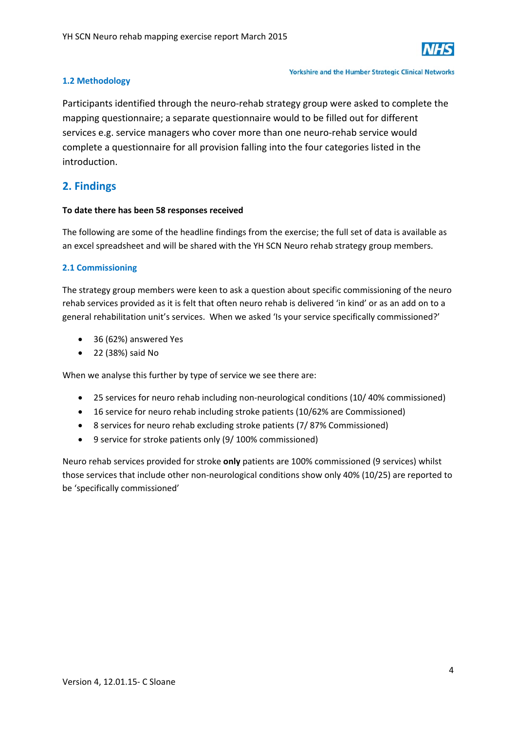### 1.2 Methodology

Participants identified through the neuro-rehab strategy group were asked to complete the mapping questionnaire; a separate questionnaire would to be filled out for different services e.g. service managers who cover more than one neuro-rehab service would complete a questionnaire for all provision falling into the four categories listed in the introduction.

## 2. Findings

**To date there has been 58 responses received**

The following are some of the headline findings from the exercise; the full set of data is available as an excel spreadsheet and will be shared with the YH SCN Neuro rehab strategy group members.

### 2.1 Commissioning

The strategy group members were keen to ask a question about specific commissioning of the neuro rehab services provided as it is felt that often neuro rehab is delivered 'in kind' or as an add on to a general rehabilitation unit's services. When we asked 'Is your service specifically commissioned?'

- 36 (62%) answered Yes
- 22 (38%) said No

When we analyse this further by type of service we see there are:

- 25 services for neuro rehab including non-neurological conditions (10/ 40% commissioned)
- 16 service for neuro rehab including stroke patients (10/62% are Commissioned)
- 8 services for neuro rehab excluding stroke patients (7/ 87% Commissioned)
- 9 service for stroke patients only (9/ 100% commissioned)

Neuro rehab services provided for stroke **only** patients are 100% commissioned (9 services) whilst those services that include other non-neurological conditions show only 40% (10/25) are reported to be 'specifically commissioned'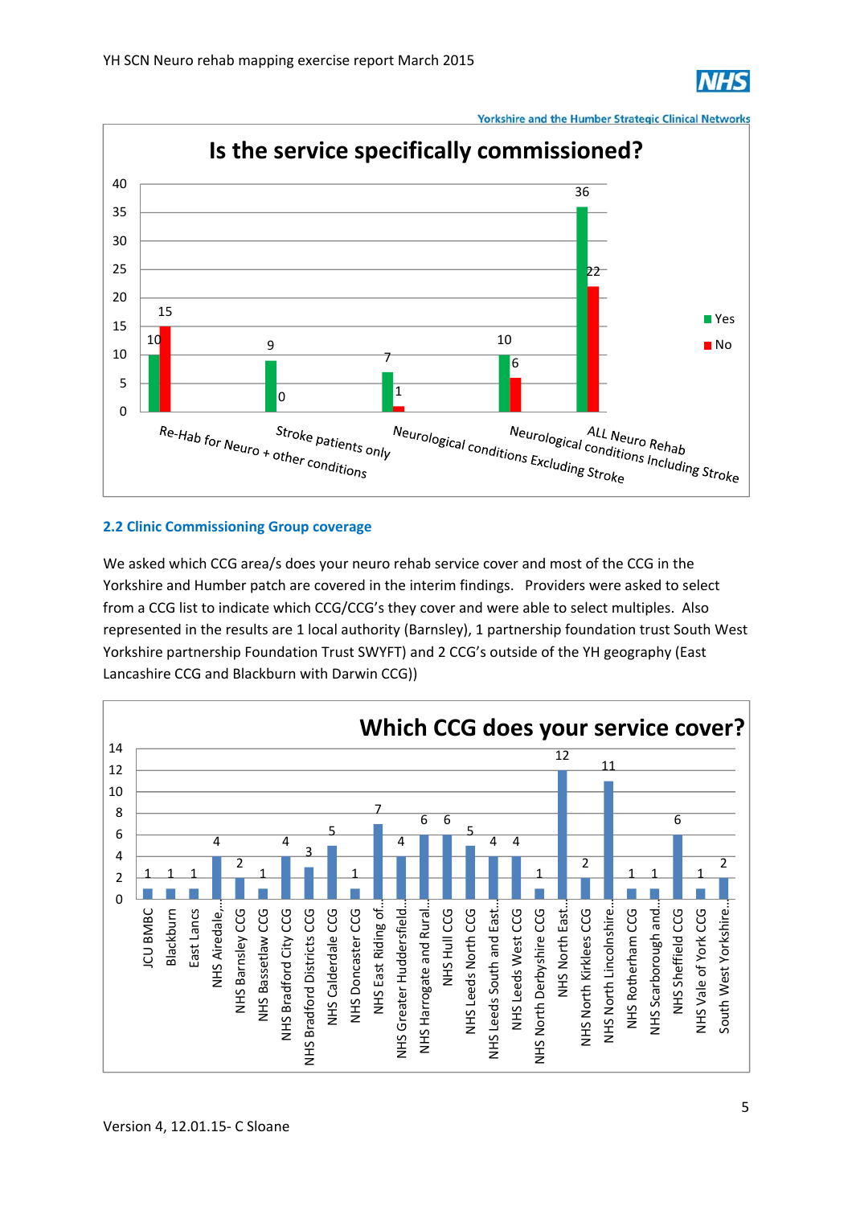**Is the service specifically commissioned?**

| | Yes | No |
|---|---|---|
| Re-Hab for Neuro + other conditions | 10 | 15 |
| Stroke patients only | 9 | 0 |
| Neurological conditions Excluding Stroke | 7 | 1 |
| Neurological conditions Including Stroke | 10 | 6 |
| ALL Neuro Rehab | 36 | 22 |

## 2.2 Clinic Commissioning Group coverage

We asked which CCG area/s does your neuro rehab service cover and most of the CCG in the Yorkshire and Humber patch are covered in the interim findings. Providers were asked to select from a CCG list to indicate which CCG/CCG's they cover and were able to select multiples. Also represented in the results are 1 local authority (Barnsley), 1 partnership foundation trust South West Yorkshire partnership Foundation Trust SWYFT) and 2 CCG's outside of the YH geography (East Lancashire CCG and Blackburn with Darwin CCG))

**Which CCG does your service cover?**

| CCG | Count |
|---|---|
| JCU BMBC | 1 |
| Blackburn | 1 |
| East Lancs | 1 |
| NHS Airedale,... | 4 |
| NHS Barnsley CCG | 2 |
| NHS Bassetlaw CCG | 1 |
| NHS Bradford City CCG | 4 |
| NHS Bradford Districts CCG | 3 |
| NHS Calderdale CCG | 5 |
| NHS Doncaster CCG | 1 |
| NHS East Riding of... | 7 |
| NHS Greater Huddersfield... | 4 |
| NHS Harrogate and Rural... | 6 |
| NHS Hull CCG | 6 |
| NHS Leeds North CCG | 5 |
| NHS Leeds South and East... | 4 |
| NHS Leeds West CCG | 4 |
| NHS North Derbyshire CCG | 1 |
| NHS North East... | 12 |
| NHS North Kirklees CCG | 2 |
| NHS North Lincolnshire... | 11 |
| NHS Rotherham CCG | 1 |
| NHS Scarborough and... | 1 |
| NHS Sheffield CCG | 6 |
| NHS Vale of York CCG | 1 |
| South West Yorkshire... | 2 |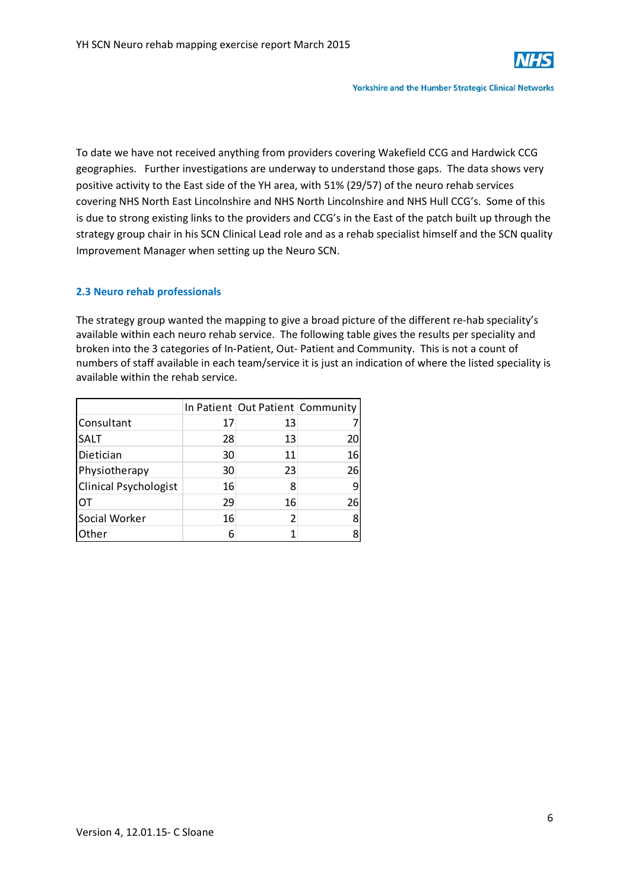To date we have not received anything from providers covering Wakefield CCG and Hardwick CCG geographies. Further investigations are underway to understand those gaps. The data shows very positive activity to the East side of the YH area, with 51% (29/57) of the neuro rehab services covering NHS North East Lincolnshire and NHS North Lincolnshire and NHS Hull CCG's. Some of this is due to strong existing links to the providers and CCG's in the East of the patch built up through the strategy group chair in his SCN Clinical Lead role and as a rehab specialist himself and the SCN quality Improvement Manager when setting up the Neuro SCN.

### 2.3 Neuro rehab professionals

The strategy group wanted the mapping to give a broad picture of the different re-hab speciality's available within each neuro rehab service. The following table gives the results per speciality and broken into the 3 categories of In-Patient, Out- Patient and Community. This is not a count of numbers of staff available in each team/service it is just an indication of where the listed speciality is available within the rehab service.

| | In Patient | Out Patient | Community |
|---|---|---|---|
| Consultant | 17 | 13 | 7 |
| SALT | 28 | 13 | 20 |
| Dietician | 30 | 11 | 16 |
| Physiotherapy | 30 | 23 | 26 |
| Clinical Psychologist | 16 | 8 | 9 |
| OT | 29 | 16 | 26 |
| Social Worker | 16 | 2 | 8 |
| Other | 6 | 1 | 8 |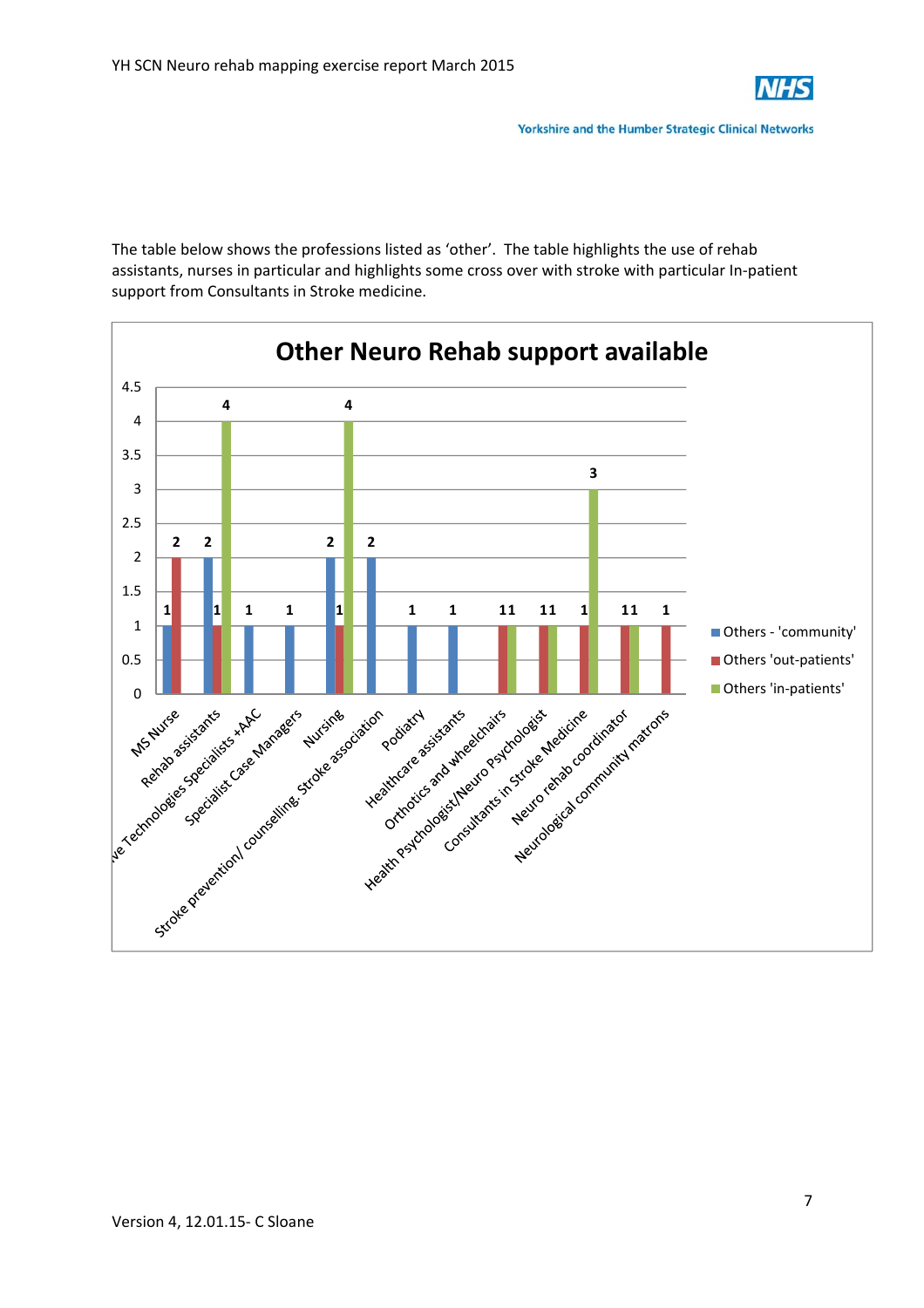The table below shows the professions listed as 'other'. The table highlights the use of rehab assistants, nurses in particular and highlights some cross over with stroke with particular In-patient support from Consultants in Stroke medicine.

**Other Neuro Rehab support available**

| Profession | Others - 'community' | Others 'out-patients' | Others 'in-patients' |
|---|---|---|---|
| MS Nurse | 1 | 2 | |
| Rehab assistants | 2 | 1 | 4 |
| ve Technologies Specialists +AAC | 1 | | |
| Specialist Case Managers | 1 | | |
| Nursing | 2 | 1 | 4 |
| Stroke prevention/ counselling. Stroke association | 2 | | |
| Podiatry | 1 | | |
| Healthcare assistants | 1 | | |
| Orthotics and wheelchairs | | 1 | 1 |
| Health Psychologist/Neuro Psychologist | | 1 | 1 |
| Consultants in Stroke Medicine | | 1 | 3 |
| Neuro rehab coordinator | | 1 | 1 |
| Neurological community matrons | | 1 | |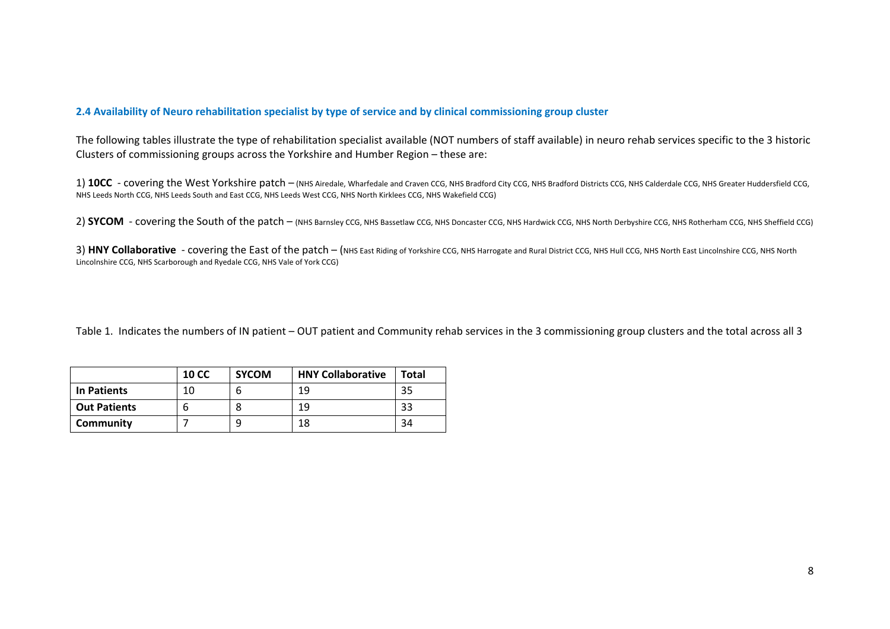### 2.4 Availability of Neuro rehabilitation specialist by type of service and by clinical commissioning group cluster

The following tables illustrate the type of rehabilitation specialist available (NOT numbers of staff available) in neuro rehab services specific to the 3 historic Clusters of commissioning groups across the Yorkshire and Humber Region – these are:

1) **10CC** - covering the West Yorkshire patch – (NHS Airedale, Wharfedale and Craven CCG, NHS Bradford City CCG, NHS Bradford Districts CCG, NHS Calderdale CCG, NHS Greater Huddersfield CCG, NHS Leeds North CCG, NHS Leeds South and East CCG, NHS Leeds West CCG, NHS North Kirklees CCG, NHS Wakefield CCG)

2) **SYCOM** - covering the South of the patch – (NHS Barnsley CCG, NHS Bassetlaw CCG, NHS Doncaster CCG, NHS Hardwick CCG, NHS North Derbyshire CCG, NHS Rotherham CCG, NHS Sheffield CCG)

3) **HNY Collaborative** - covering the East of the patch – (NHS East Riding of Yorkshire CCG, NHS Harrogate and Rural District CCG, NHS Hull CCG, NHS North East Lincolnshire CCG, NHS North Lincolnshire CCG, NHS Scarborough and Ryedale CCG, NHS Vale of York CCG)

Table 1. Indicates the numbers of IN patient – OUT patient and Community rehab services in the 3 commissioning group clusters and the total across all 3

| | **10 CC** | **SYCOM** | **HNY Collaborative** | **Total** |
|---|---|---|---|---|
| **In Patients** | 10 | 6 | 19 | 35 |
| **Out Patients** | 6 | 8 | 19 | 33 |
| **Community** | 7 | 9 | 18 | 34 |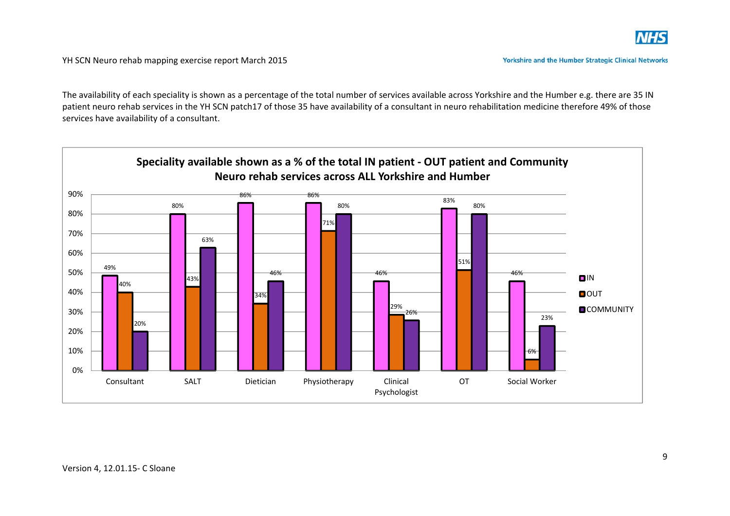The availability of each speciality is shown as a percentage of the total number of services available across Yorkshire and the Humber e.g. there are 35 IN patient neuro rehab services in the YH SCN patch17 of those 35 have availability of a consultant in neuro rehabilitation medicine therefore 49% of those services have availability of a consultant.

**Speciality available shown as a % of the total IN patient - OUT patient and Community Neuro rehab services across ALL Yorkshire and Humber**

| Speciality | IN | OUT | COMMUNITY |
|---|---|---|---|
| Consultant | 49% | 40% | 20% |
| SALT | 80% | 43% | 63% |
| Dietician | 86% | 34% | 46% |
| Physiotherapy | 86% | 71% | 80% |
| Clinical Psychologist | 46% | 29% | 26% |
| OT | 83% | 51% | 80% |
| Social Worker | 46% | 6% | 23% |

Version 4, 12.01.15- C Sloane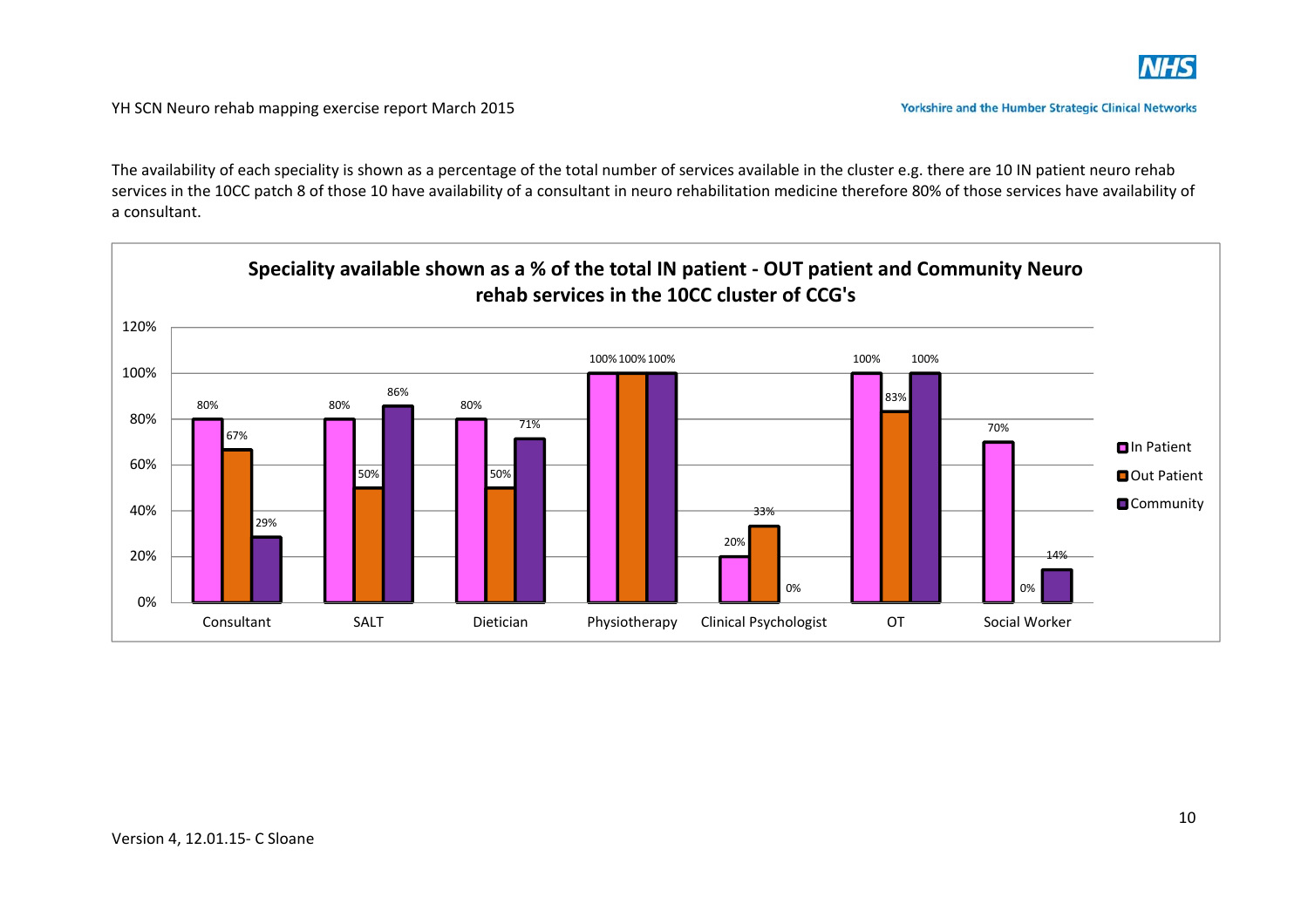The availability of each speciality is shown as a percentage of the total number of services available in the cluster e.g. there are 10 IN patient neuro rehab services in the 10CC patch 8 of those 10 have availability of a consultant in neuro rehabilitation medicine therefore 80% of those services have availability of a consultant.

**Speciality available shown as a % of the total IN patient - OUT patient and Community Neuro rehab services in the 10CC cluster of CCG's**

| Speciality | In Patient | Out Patient | Community |
| --- | --- | --- | --- |
| Consultant | 80% | 67% | 29% |
| SALT | 80% | 50% | 86% |
| Dietician | 80% | 50% | 71% |
| Physiotherapy | 100% | 100% | 100% |
| Clinical Psychologist | 20% | 33% | 0% |
| OT | 100% | 83% | 100% |
| Social Worker | 70% | 0% | 14% |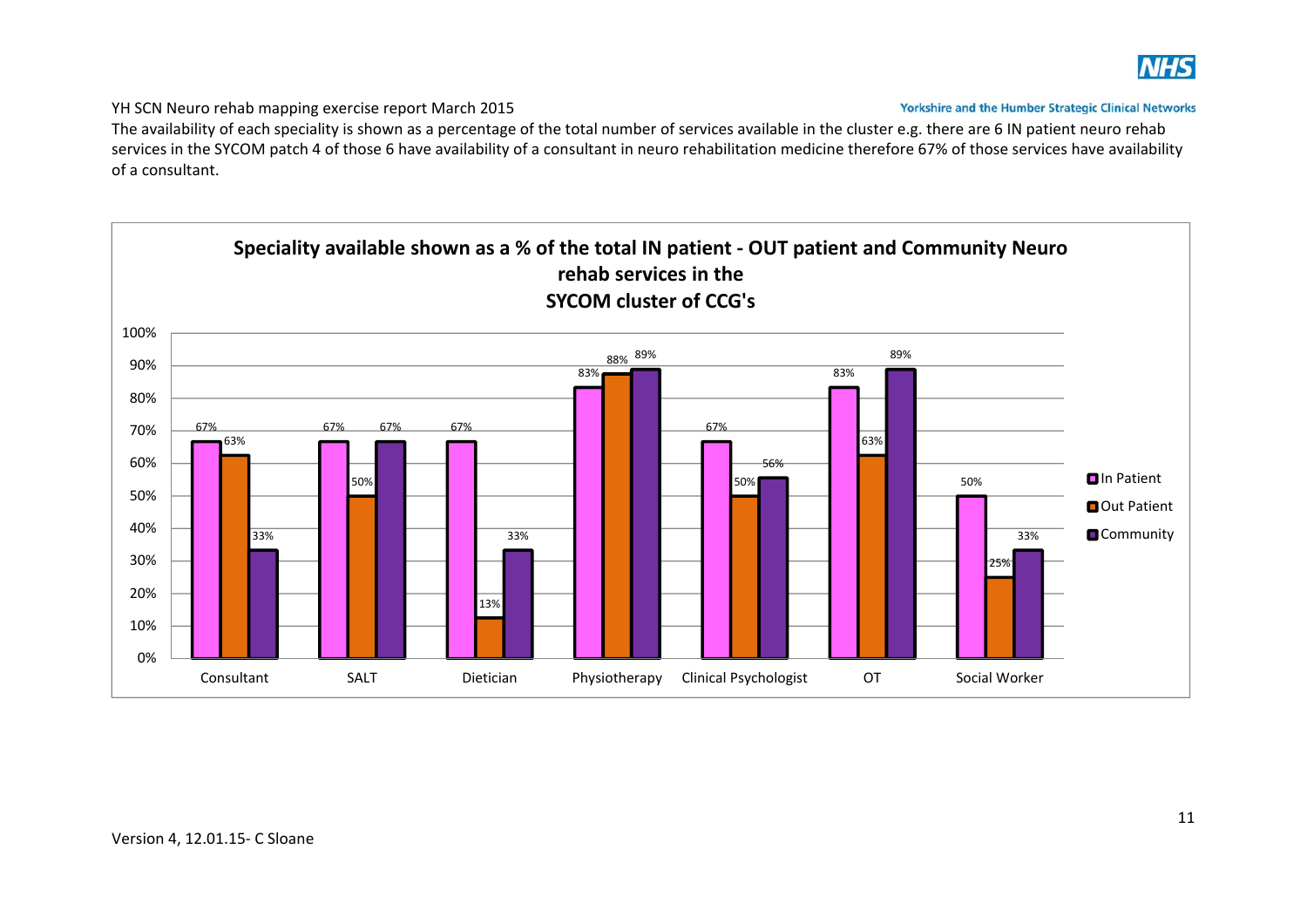The availability of each speciality is shown as a percentage of the total number of services available in the cluster e.g. there are 6 IN patient neuro rehab services in the SYCOM patch 4 of those 6 have availability of a consultant in neuro rehabilitation medicine therefore 67% of those services have availability of a consultant.

**Speciality available shown as a % of the total IN patient - OUT patient and Community Neuro rehab services in the SYCOM cluster of CCG's**

| Speciality | In Patient | Out Patient | Community |
|---|---|---|---|
| Consultant | 67% | 63% | 33% |
| SALT | 67% | 50% | 67% |
| Dietician | 67% | 13% | 33% |
| Physiotherapy | 83% | 88% | 89% |
| Clinical Psychologist | 67% | 50% | 56% |
| OT | 83% | 63% | 89% |
| Social Worker | 50% | 25% | 33% |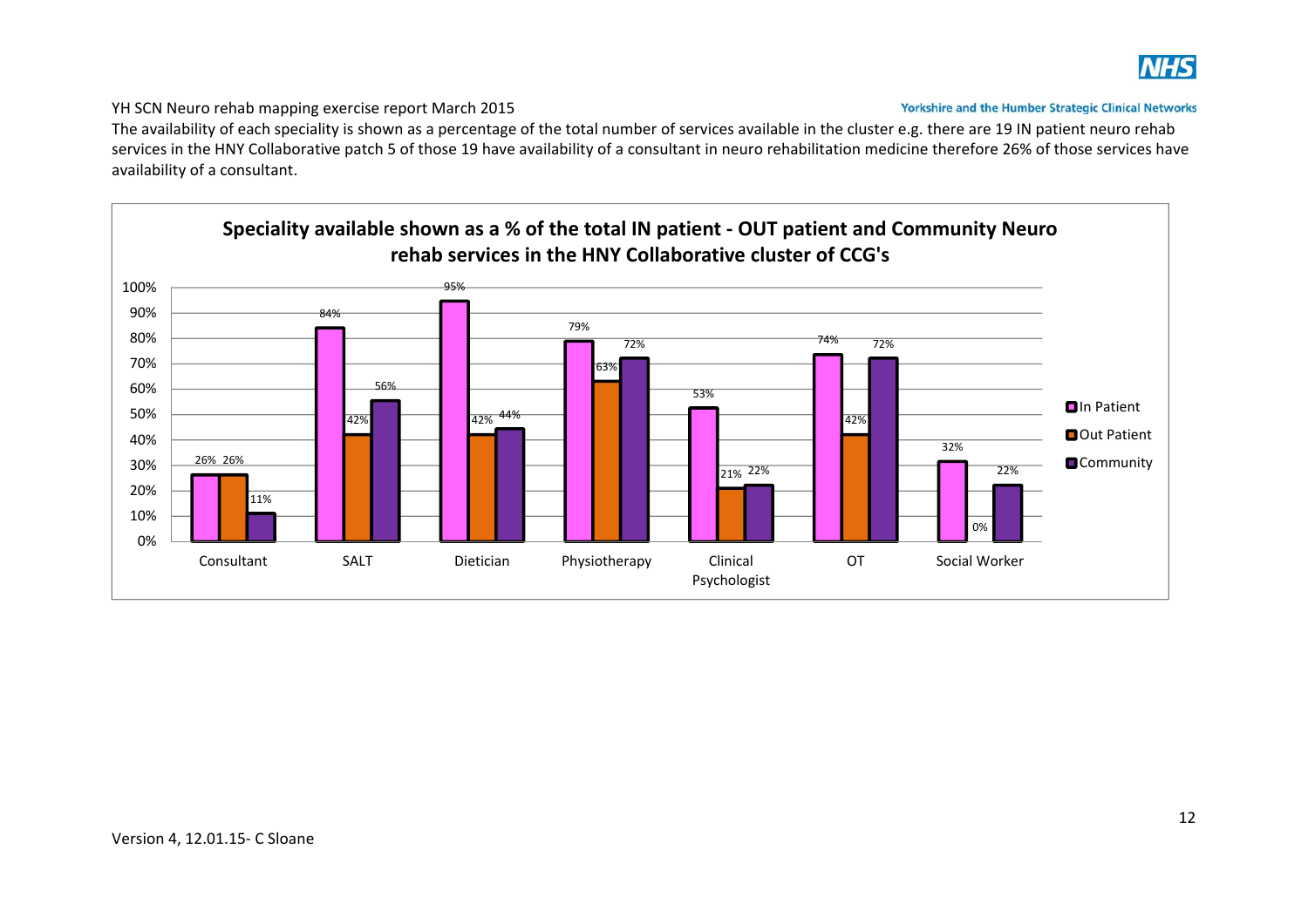The availability of each speciality is shown as a percentage of the total number of services available in the cluster e.g. there are 19 IN patient neuro rehab services in the HNY Collaborative patch 5 of those 19 have availability of a consultant in neuro rehabilitation medicine therefore 26% of those services have availability of a consultant.

**Speciality available shown as a % of the total IN patient - OUT patient and Community Neuro rehab services in the HNY Collaborative cluster of CCG's**

| Speciality | In Patient | Out Patient | Community |
|---|---|---|---|
| Consultant | 26% | 26% | 11% |
| SALT | 84% | 42% | 56% |
| Dietician | 95% | 42% | 44% |
| Physiotherapy | 79% | 63% | 72% |
| Clinical Psychologist | 53% | 21% | 22% |
| OT | 74% | 42% | 72% |
| Social Worker | 32% | 0% | 22% |

Version 4, 12.01.15- C Sloane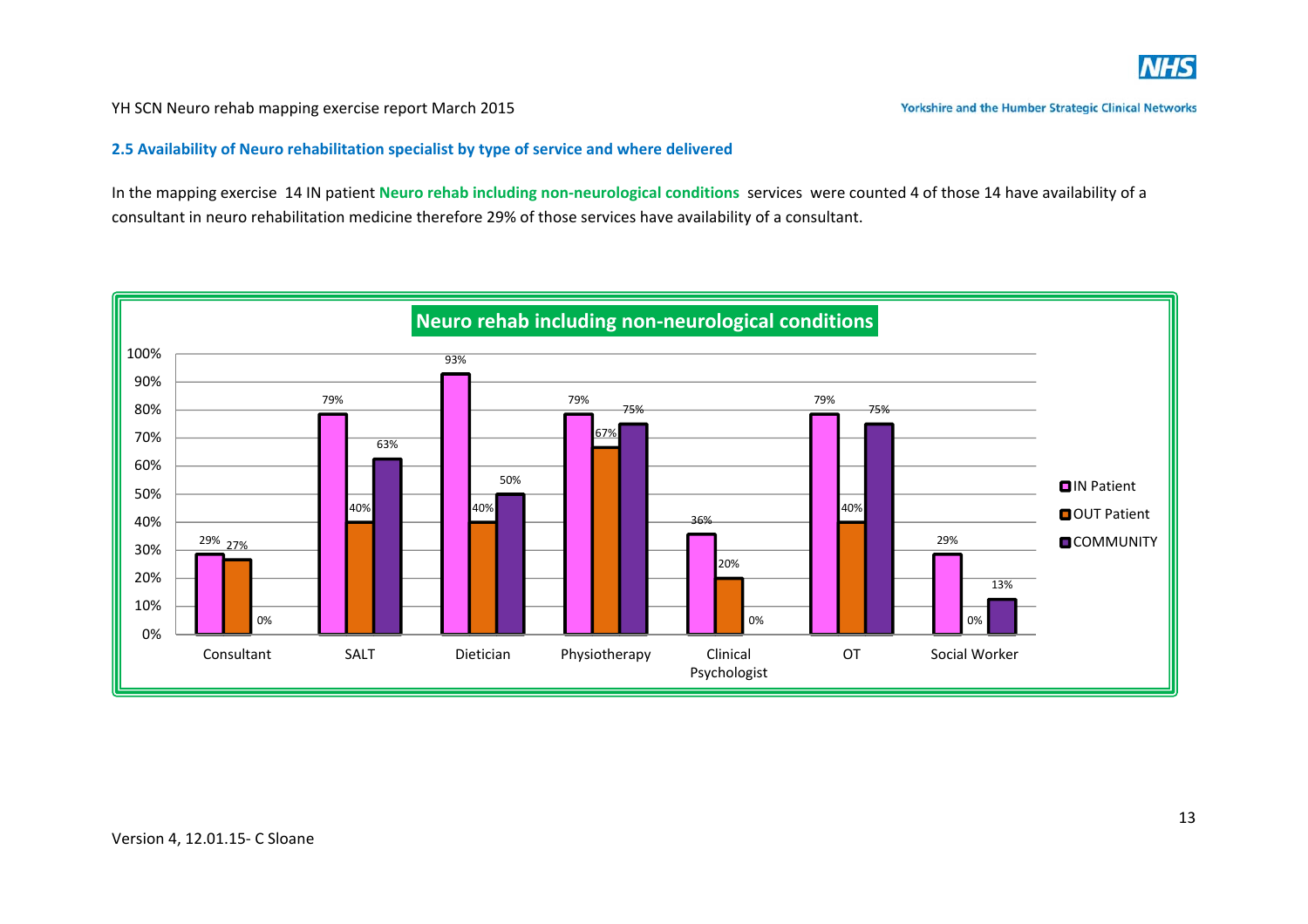### 2.5 Availability of Neuro rehabilitation specialist by type of service and where delivered

In the mapping exercise 14 IN patient **Neuro rehab including non-neurological conditions** services were counted 4 of those 14 have availability of a consultant in neuro rehabilitation medicine therefore 29% of those services have availability of a consultant.

**Neuro rehab including non-neurological conditions**

| | IN Patient | OUT Patient | COMMUNITY |
|---|---|---|---|
| Consultant | 29% | 27% | 0% |
| SALT | 79% | 40% | 63% |
| Dietician | 93% | 40% | 50% |
| Physiotherapy | 79% | 67% | 75% |
| Clinical Psychologist | 36% | 20% | 0% |
| OT | 79% | 40% | 75% |
| Social Worker | 29% | 0% | 13% |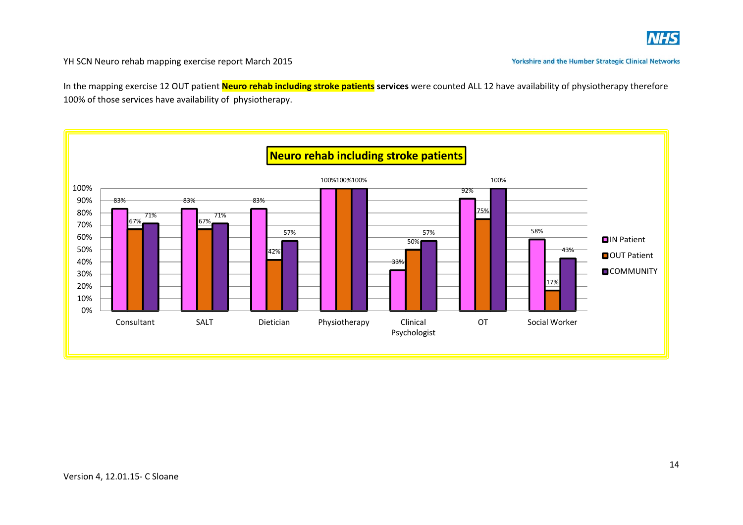In the mapping exercise 12 OUT patient **Neuro rehab including stroke patients services** were counted ALL 12 have availability of physiotherapy therefore 100% of those services have availability of physiotherapy.

**Neuro rehab including stroke patients**

| | IN Patient | OUT Patient | COMMUNITY |
|---|---|---|---|
| Consultant | 83% | 67% | 71% |
| SALT | 83% | 67% | 71% |
| Dietician | 83% | 42% | 57% |
| Physiotherapy | 100% | 100% | 100% |
| Clinical Psychologist | 33% | 50% | 57% |
| OT | 92% | 75% | 100% |
| Social Worker | 58% | 17% | 43% |

Version 4, 12.01.15- C Sloane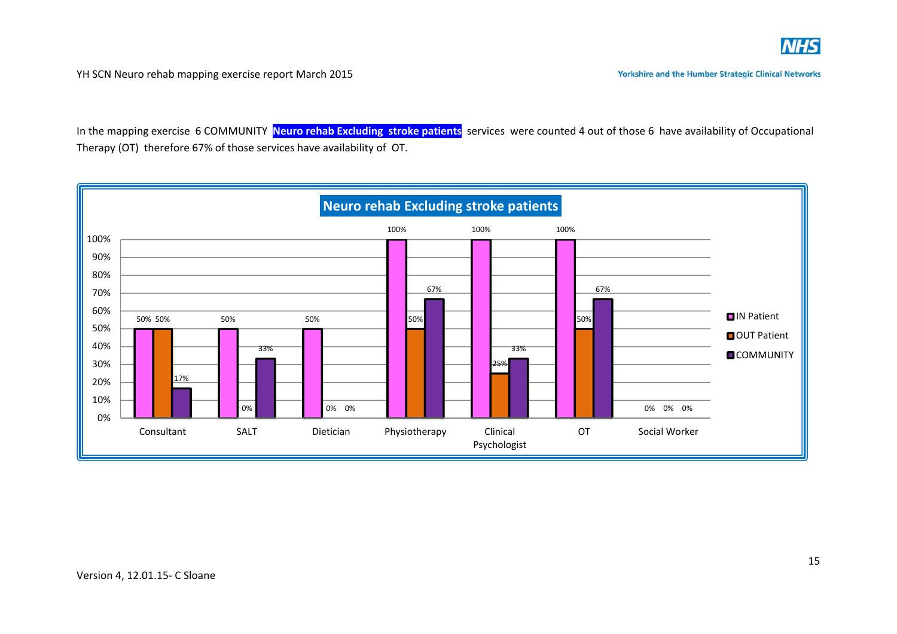In the mapping exercise 6 COMMUNITY **Neuro rehab Excluding stroke patients** services were counted 4 out of those 6 have availability of Occupational Therapy (OT) therefore 67% of those services have availability of OT.

**Neuro rehab Excluding stroke patients**

| | IN Patient | OUT Patient | COMMUNITY |
|---|---|---|---|
| Consultant | 50% | 50% | 17% |
| SALT | 50% | 0% | 33% |
| Dietician | 50% | 0% | 0% |
| Physiotherapy | 100% | 50% | 67% |
| Clinical Psychologist | 100% | 25% | 33% |
| OT | 100% | 50% | 67% |
| Social Worker | 0% | 0% | 0% |

Version 4, 12.01.15- C Sloane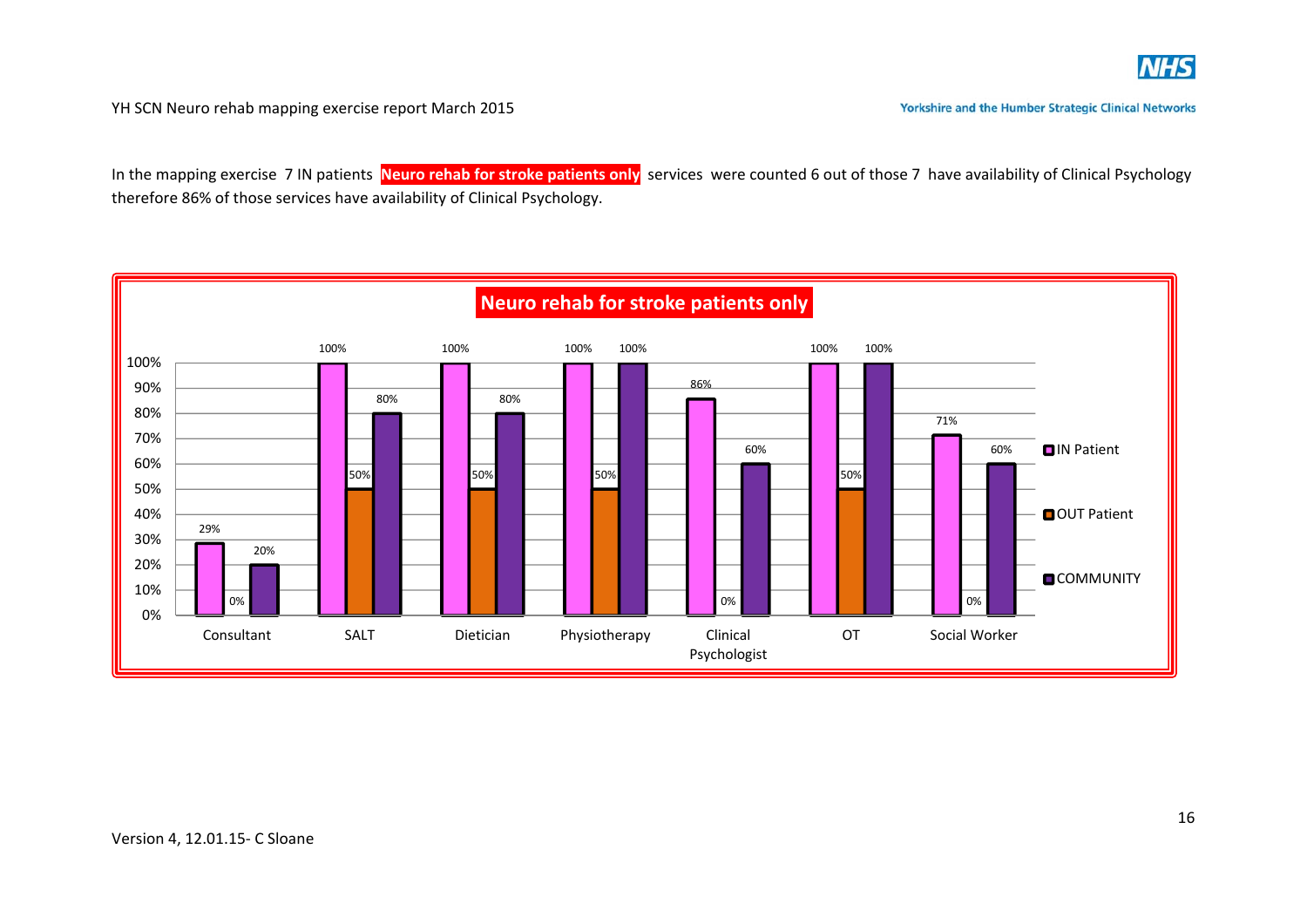In the mapping exercise 7 IN patients **Neuro rehab for stroke patients only** services were counted 6 out of those 7 have availability of Clinical Psychology therefore 86% of those services have availability of Clinical Psychology.

**Neuro rehab for stroke patients only**

| | IN Patient | OUT Patient | COMMUNITY |
|---|---|---|---|
| Consultant | 29% | 0% | 20% |
| SALT | 100% | 50% | 80% |
| Dietician | 100% | 50% | 80% |
| Physiotherapy | 100% | 50% | 100% |
| Clinical Psychologist | 86% | 0% | 60% |
| OT | 100% | 50% | 100% |
| Social Worker | 71% | 0% | 60% |

Version 4, 12.01.15- C Sloane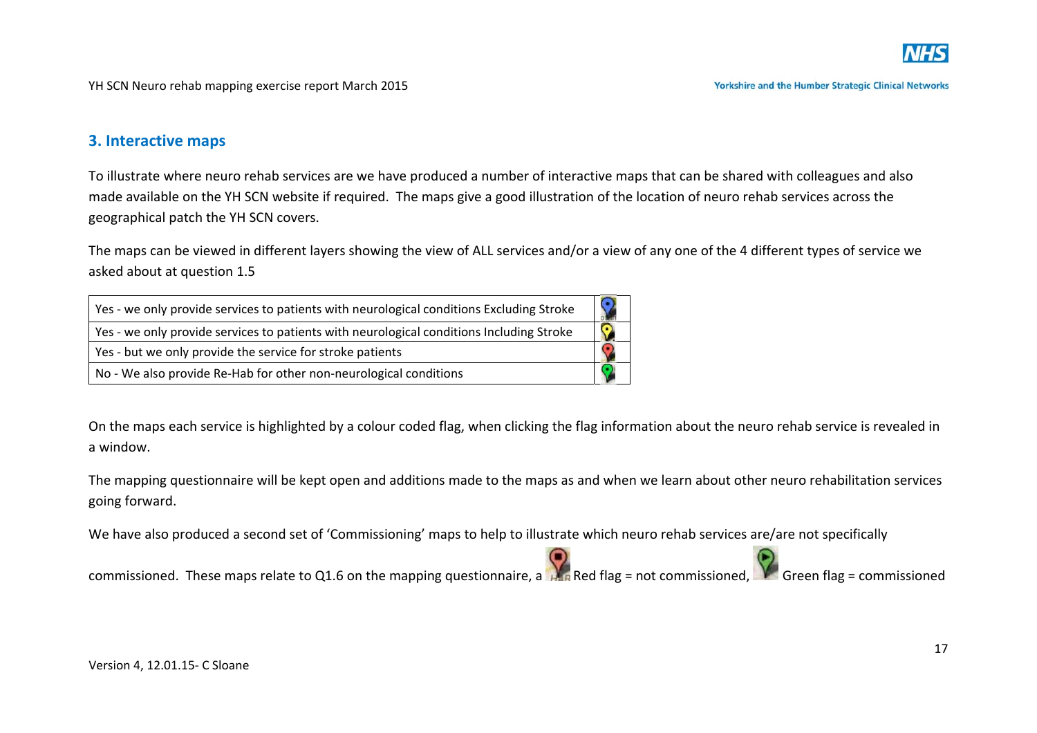## 3. Interactive maps

To illustrate where neuro rehab services are we have produced a number of interactive maps that can be shared with colleagues and also made available on the YH SCN website if required. The maps give a good illustration of the location of neuro rehab services across the geographical patch the YH SCN covers.

The maps can be viewed in different layers showing the view of ALL services and/or a view of any one of the 4 different types of service we asked about at question 1.5

| | |
|---|---|
| Yes - we only provide services to patients with neurological conditions Excluding Stroke | |
| Yes - we only provide services to patients with neurological conditions Including Stroke | |
| Yes - but we only provide the service for stroke patients | |
| No - We also provide Re-Hab for other non-neurological conditions | |

On the maps each service is highlighted by a colour coded flag, when clicking the flag information about the neuro rehab service is revealed in a window.

The mapping questionnaire will be kept open and additions made to the maps as and when we learn about other neuro rehabilitation services going forward.

We have also produced a second set of 'Commissioning' maps to help to illustrate which neuro rehab services are/are not specifically commissioned. These maps relate to Q1.6 on the mapping questionnaire, a Red flag = not commissioned, Green flag = commissioned

Version 4, 12.01.15- C Sloane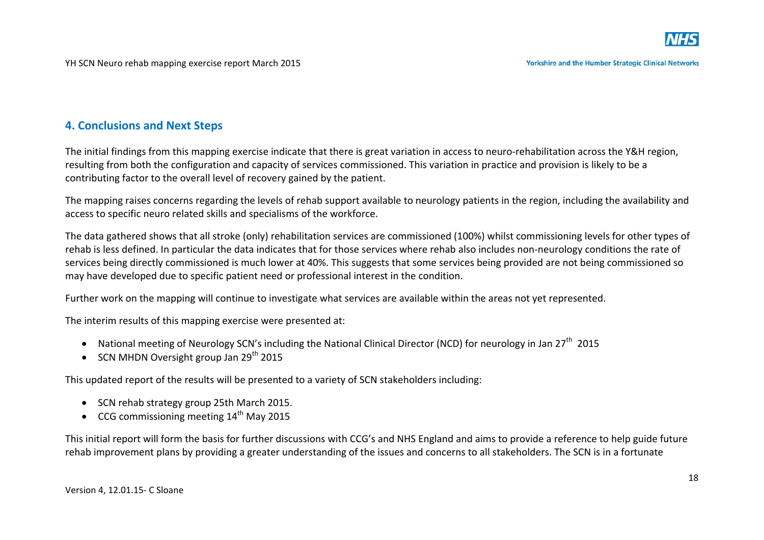## 4. Conclusions and Next Steps

The initial findings from this mapping exercise indicate that there is great variation in access to neuro-rehabilitation across the Y&H region, resulting from both the configuration and capacity of services commissioned. This variation in practice and provision is likely to be a contributing factor to the overall level of recovery gained by the patient.

The mapping raises concerns regarding the levels of rehab support available to neurology patients in the region, including the availability and access to specific neuro related skills and specialisms of the workforce.

The data gathered shows that all stroke (only) rehabilitation services are commissioned (100%) whilst commissioning levels for other types of rehab is less defined. In particular the data indicates that for those services where rehab also includes non-neurology conditions the rate of services being directly commissioned is much lower at 40%. This suggests that some services being provided are not being commissioned so may have developed due to specific patient need or professional interest in the condition.

Further work on the mapping will continue to investigate what services are available within the areas not yet represented.

The interim results of this mapping exercise were presented at:

- National meeting of Neurology SCN's including the National Clinical Director (NCD) for neurology in Jan 27th 2015
- SCN MHDN Oversight group Jan 29th 2015

This updated report of the results will be presented to a variety of SCN stakeholders including:

- SCN rehab strategy group 25th March 2015.
- CCG commissioning meeting 14th May 2015

This initial report will form the basis for further discussions with CCG's and NHS England and aims to provide a reference to help guide future rehab improvement plans by providing a greater understanding of the issues and concerns to all stakeholders. The SCN is in a fortunate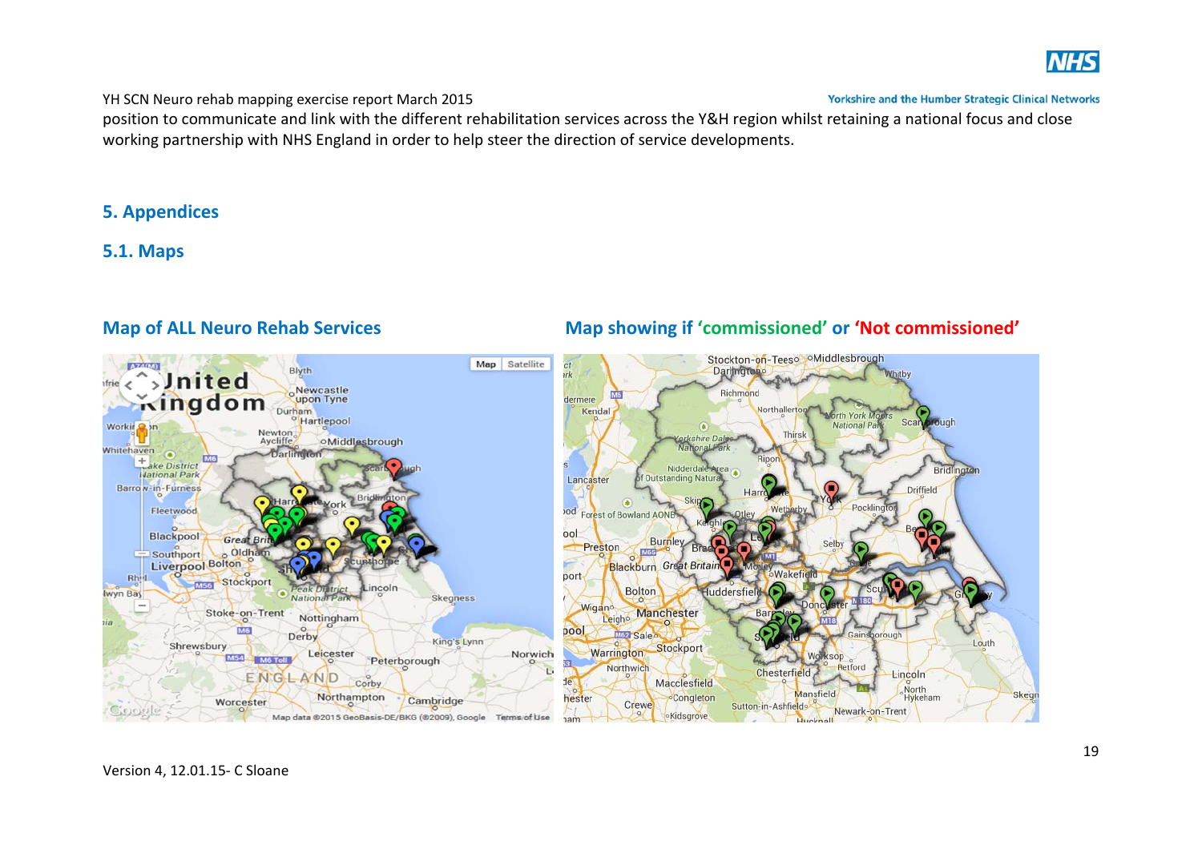position to communicate and link with the different rehabilitation services across the Y&H region whilst retaining a national focus and close working partnership with NHS England in order to help steer the direction of service developments.

## 5. Appendices

### 5.1. Maps

#### Map of ALL Neuro Rehab Services

#### Map showing if 'commissioned' or 'Not commissioned'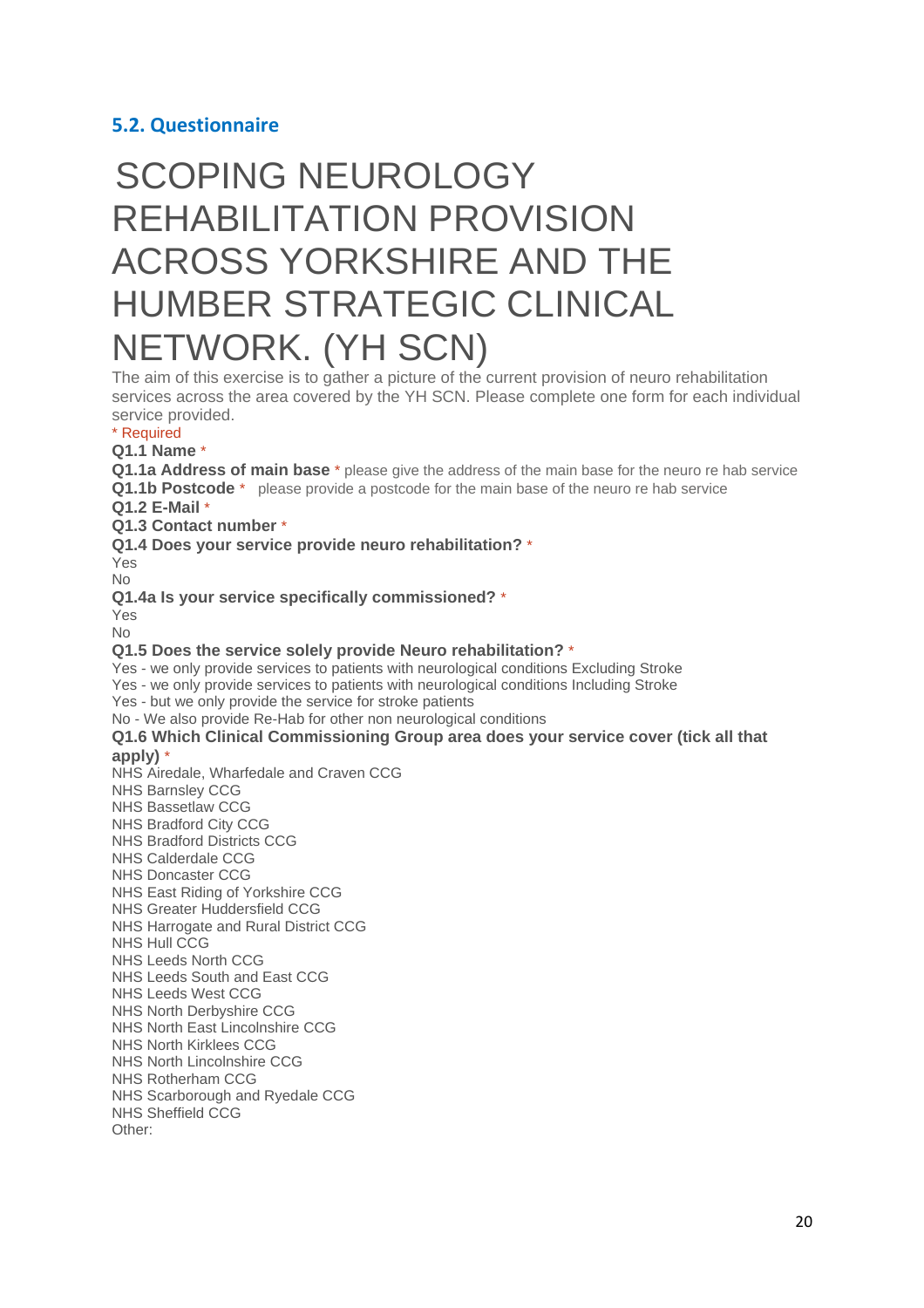## 5.2. Questionnaire

# SCOPING NEUROLOGY REHABILITATION PROVISION ACROSS YORKSHIRE AND THE HUMBER STRATEGIC CLINICAL NETWORK. (YH SCN)

The aim of this exercise is to gather a picture of the current provision of neuro rehabilitation services across the area covered by the YH SCN. Please complete one form for each individual service provided.

\* Required

**Q1.1 Name** *

**Q1.1a Address of main base** * please give the address of the main base for the neuro re hab service

**Q1.1b Postcode** * please provide a postcode for the main base of the neuro re hab service

**Q1.2 E-Mail** *

**Q1.3 Contact number** *

**Q1.4 Does your service provide neuro rehabilitation?** *

Yes
No

**Q1.4a Is your service specifically commissioned?** *

Yes
No

**Q1.5 Does the service solely provide Neuro rehabilitation?** *

Yes - we only provide services to patients with neurological conditions Excluding Stroke
Yes - we only provide services to patients with neurological conditions Including Stroke
Yes - but we only provide the service for stroke patients
No - We also provide Re-Hab for other non neurological conditions

**Q1.6 Which Clinical Commissioning Group area does your service cover (tick all that apply)** *

NHS Airedale, Wharfedale and Craven CCG
NHS Barnsley CCG
NHS Bassetlaw CCG
NHS Bradford City CCG
NHS Bradford Districts CCG
NHS Calderdale CCG
NHS Doncaster CCG
NHS East Riding of Yorkshire CCG
NHS Greater Huddersfield CCG
NHS Harrogate and Rural District CCG
NHS Hull CCG
NHS Leeds North CCG
NHS Leeds South and East CCG
NHS Leeds West CCG
NHS North Derbyshire CCG
NHS North East Lincolnshire CCG
NHS North Kirklees CCG
NHS North Lincolnshire CCG
NHS Rotherham CCG
NHS Scarborough and Ryedale CCG
NHS Sheffield CCG
Other: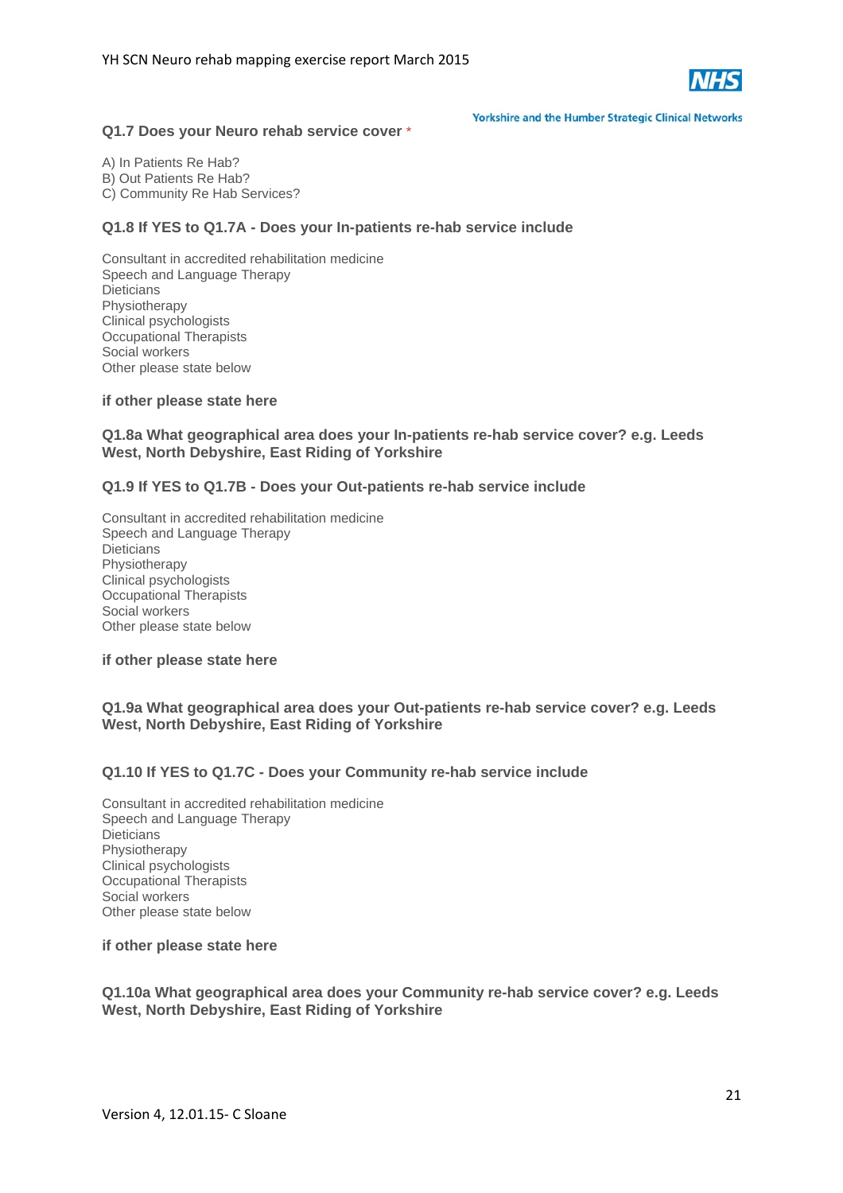**Q1.7 Does your Neuro rehab service cover** *

A) In Patients Re Hab?
B) Out Patients Re Hab?
C) Community Re Hab Services?

**Q1.8 If YES to Q1.7A - Does your In-patients re-hab service include**

Consultant in accredited rehabilitation medicine
Speech and Language Therapy
Dieticians
Physiotherapy
Clinical psychologists
Occupational Therapists
Social workers
Other please state below

**if other please state here**

**Q1.8a What geographical area does your In-patients re-hab service cover? e.g. Leeds West, North Debyshire, East Riding of Yorkshire**

**Q1.9 If YES to Q1.7B - Does your Out-patients re-hab service include**

Consultant in accredited rehabilitation medicine
Speech and Language Therapy
Dieticians
Physiotherapy
Clinical psychologists
Occupational Therapists
Social workers
Other please state below

**if other please state here**

**Q1.9a What geographical area does your Out-patients re-hab service cover? e.g. Leeds West, North Debyshire, East Riding of Yorkshire**

**Q1.10 If YES to Q1.7C - Does your Community re-hab service include**

Consultant in accredited rehabilitation medicine
Speech and Language Therapy
Dieticians
Physiotherapy
Clinical psychologists
Occupational Therapists
Social workers
Other please state below

**if other please state here**

**Q1.10a What geographical area does your Community re-hab service cover? e.g. Leeds West, North Debyshire, East Riding of Yorkshire**